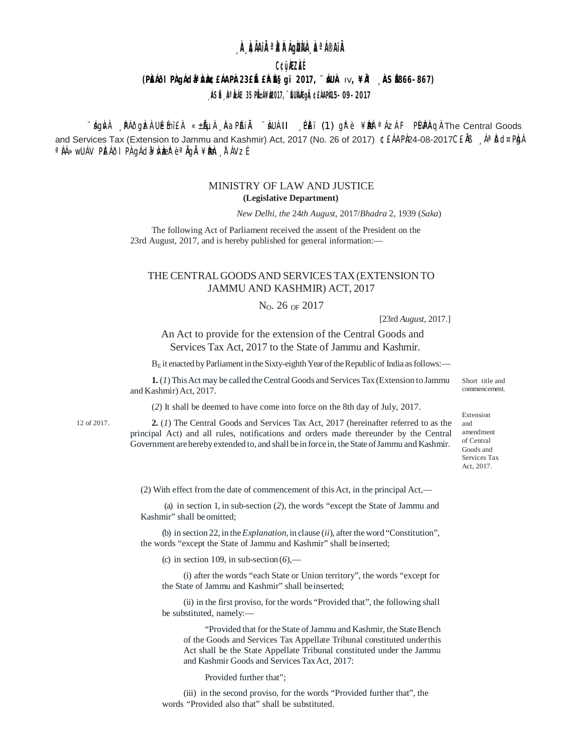¸ÀA¸ÀzÀÄåªÀÄ ªÀåªÀºÁgÀUÀ¼À ¸ÀaªÁ®AiÀÄ

C¢ü¸ÀÆZÀ£É

(PÀ£ÁðlPÀ gÁdå¥ÀvÀæ ¢£ÁAPÀ 23£Éà £ÀªÉA§gï 2017, ¨sÁUÀ IV, ¥ÀÄl ¸ÀASÉå 866-867)

¸ÀASÉå ¸ÀAªÀå¥À E 35 PÉñÁ¥Àæ 2017, ¨ÉAUÀ¼ÀÆgÀÄ, ¢£ÁAPÀ 15-09-2017

¨sÁgÀvÀ ¸ÀPÁðgÀzÀ UÉeÉmï£À «±ÉõÀ ¸ÀAaPÉAiÀÄ ¨sÁUÀ II ¸ÉPÀëï (1) gÀ°è ¥ÀæPÀlªÁzÀ F PɼÀPÀAqÀ The Central Goods and Services Tax (Extension to Jammu and Kashmir) Act, 2017 (No. 26 of 2017) ¢£ÁAPÀ 24-08-2017 C£ÀÄß ¸ÁªÀðd¤PÀgÀ ªÀiÁ»wUÁV PÀ£ÁðlPÀ gÁdå¥ÀvÀæzÀ°è ªÀÄgÀÄ ¥ÀæPÀn¸À¯ÁVzÉ

MINISTRY OF LAW AND JUSTICE

**(Legislative Department)**

*New Delhi, the 24th August*, 2017/*Bhadra* 2, 1939 (*Saka*)

The following Act of Parliament received the assent of the President on the 23rd August, 2017, and is hereby published for general information:—

## THE CENTRAL GOODS AND SERVICES TAX (EXTENSION TO JAMMU AND KASHMIR) ACT, 2017

No. 26 of 2017

[23rd *August*, 2017.]

An Act to provide for the extension of the Central Goods and Services Tax Act, 2017 to the State of Jammu and Kashmir.

Be it enacted by Parliament in the Sixty-eighth Year of the Republic of India as follows:—

Short title and commencement.

**1.** (*1*) This Act may be called the Central Goods and Services Tax (Extension to Jammu and Kashmir) Act, 2017.

(*2*) It shall be deemed to have come into force on the 8th day of July, 2017.

Extension and amendment of Central Goods and Services Tax Act, 2017.

12 of 2017.

**2.** (*1*) The Central Goods and Services Tax Act, 2017 (hereinafter referred to as the principal Act) and all rules, notifications and orders made thereunder by the Central Government are hereby extended to, and shall be in force in, the State of Jammu and Kashmir.

(2) With effect from the date of commencement of this Act, in the principal Act,—

(a) in section 1, in sub-section (*2*), the words "except the State of Jammu and Kashmir" shall be omitted;

(b) in section 22, in the *Explanation*, in clause (*ii*), after the word "Constitution", the words "except the State of Jammu and Kashmir" shall be inserted;

(c) in section 109, in sub-section (*6*),—

(i) after the words "each State or Union territory", the words "except for the State of Jammu and Kashmir" shall be inserted;

(ii) in the first proviso, for the words "Provided that", the following shall be substituted, namely:—

"Provided that for the State of Jammu and Kashmir, the State Bench of the Goods and Services Tax Appellate Tribunal constituted under this Act shall be the State Appellate Tribunal constituted under the Jammu and Kashmir Goods and Services Tax Act, 2017:

Provided further that";

(iii) in the second proviso, for the words "Provided further that", the words "Provided also that" shall be substituted.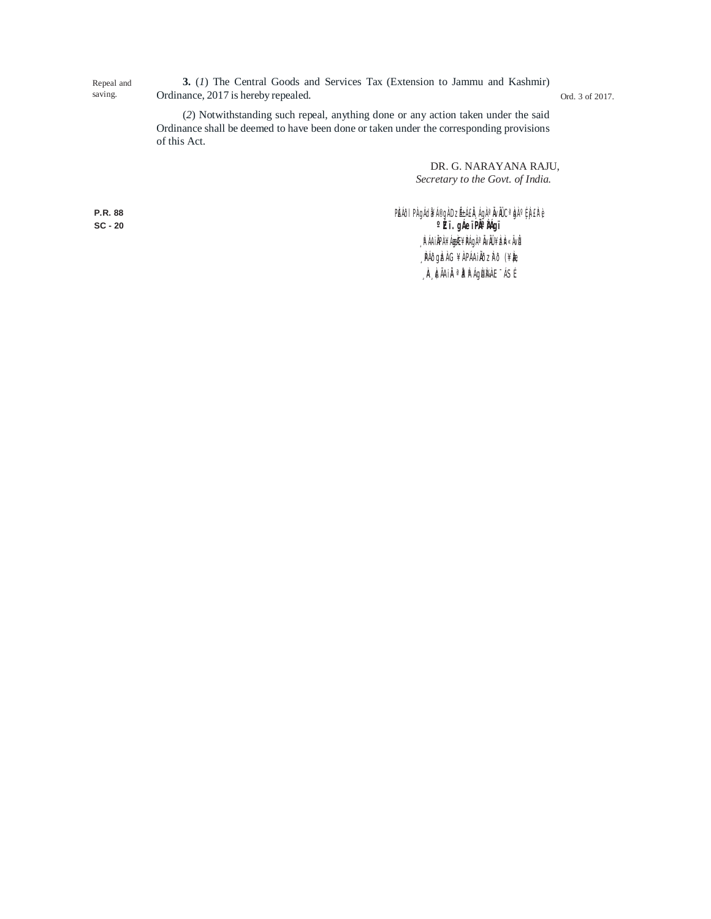Repeal and saving.

**3.** (*1*) The Central Goods and Services Tax (Extension to Jammu and Kashmir) Ordinance, 2017 is hereby repealed.

Ord. 3 of 2017.

(*2*) Notwithstanding such repeal, anything done or any action taken under the said Ordinance shall be deemed to have been done or taken under the corresponding provisions of this Act.

DR. G. NARAYANA RAJU,
*Secretary to the Govt. of India.*

**P.R. 88**
**SC - 20**